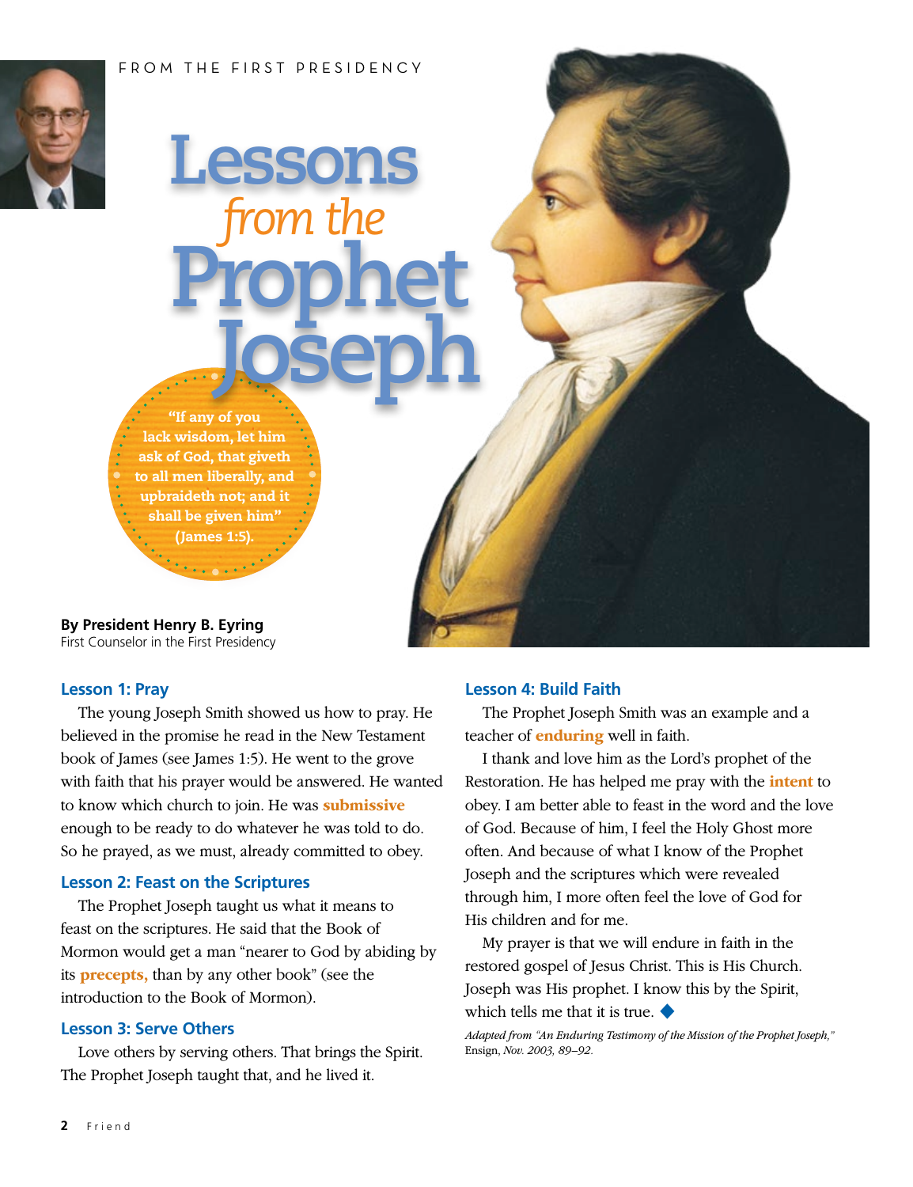FROM THE FIRST PRESIDENCY

# Lessons *from the* Prophet Joseph

"If any of you lack wisdom, let him ask of God, that giveth to all men liberally, and upbraideth not; and it shall be given him" (James 1:5).

**By President Henry B. Eyring**
First Counselor in the First Presidency

### Lesson 1: Pray

The young Joseph Smith showed us how to pray. He believed in the promise he read in the New Testament book of James (see James 1:5). He went to the grove with faith that his prayer would be answered. He wanted to know which church to join. He was **submissive** enough to be ready to do whatever he was told to do. So he prayed, as we must, already committed to obey.

### Lesson 2: Feast on the Scriptures

The Prophet Joseph taught us what it means to feast on the scriptures. He said that the Book of Mormon would get a man "nearer to God by abiding by its **precepts,** than by any other book" (see the introduction to the Book of Mormon).

### Lesson 3: Serve Others

Love others by serving others. That brings the Spirit. The Prophet Joseph taught that, and he lived it.

### Lesson 4: Build Faith

The Prophet Joseph Smith was an example and a teacher of **enduring** well in faith.

I thank and love him as the Lord's prophet of the Restoration. He has helped me pray with the **intent** to obey. I am better able to feast in the word and the love of God. Because of him, I feel the Holy Ghost more often. And because of what I know of the Prophet Joseph and the scriptures which were revealed through him, I more often feel the love of God for His children and for me.

My prayer is that we will endure in faith in the restored gospel of Jesus Christ. This is His Church. Joseph was His prophet. I know this by the Spirit, which tells me that it is true. ◆

*Adapted from "An Enduring Testimony of the Mission of the Prophet Joseph,"* Ensign, *Nov. 2003, 89–92.*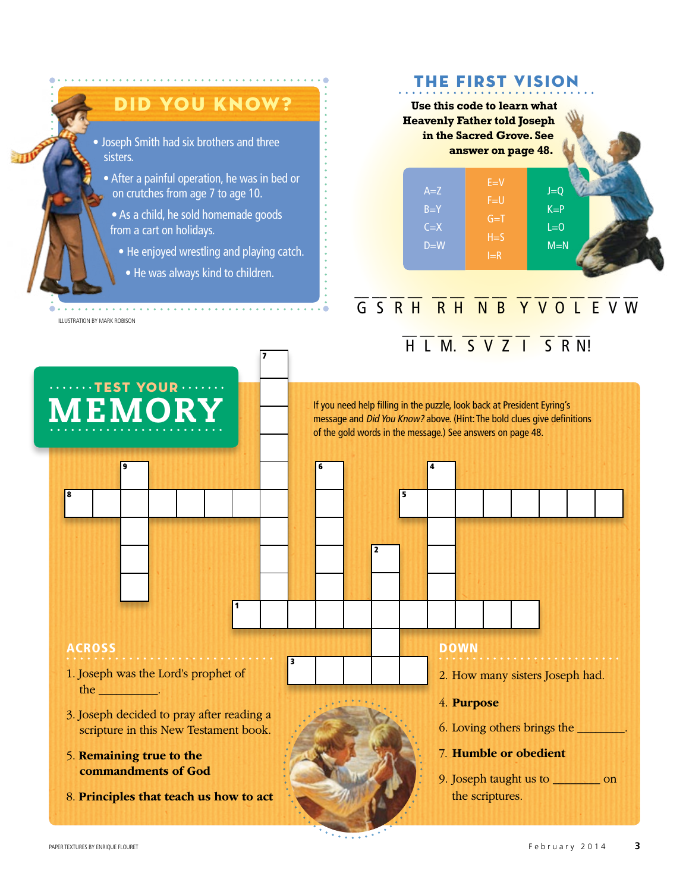## DID YOU KNOW?

- Joseph Smith had six brothers and three sisters.
- After a painful operation, he was in bed or on crutches from age 7 to age 10.
- As a child, he sold homemade goods from a cart on holidays.
- He enjoyed wrestling and playing catch.
- He was always kind to children.

ILLUSTRATION BY MARK ROBISON

## THE FIRST VISION

**Use this code to learn what Heavenly Father told Joseph in the Sacred Grove. See answer on page 48.**

A=Z
B=Y
C=X
D=W
E=V
F=U
G=T
H=S
I=R
J=Q
K=P
L=O
M=N

G S R H R H N B Y V O L E V W
H L M. S V Z I S R N!

## TEST YOUR MEMORY

If you need help filling in the puzzle, look back at President Eyring's message and *Did You Know?* above. (Hint: The bold clues give definitions of the gold words in the message.) See answers on page 48.

### ACROSS

1. Joseph was the Lord's prophet of the __________.
3. Joseph decided to pray after reading a scripture in this New Testament book.
5. **Remaining true to the commandments of God**
8. **Principles that teach us how to act**

### DOWN

2. How many sisters Joseph had.
4. **Purpose**
6. Loving others brings the ________.
7. **Humble or obedient**
9. Joseph taught us to ________ on the scriptures.

PAPER TEXTURES BY ENRIQUE FLOURET